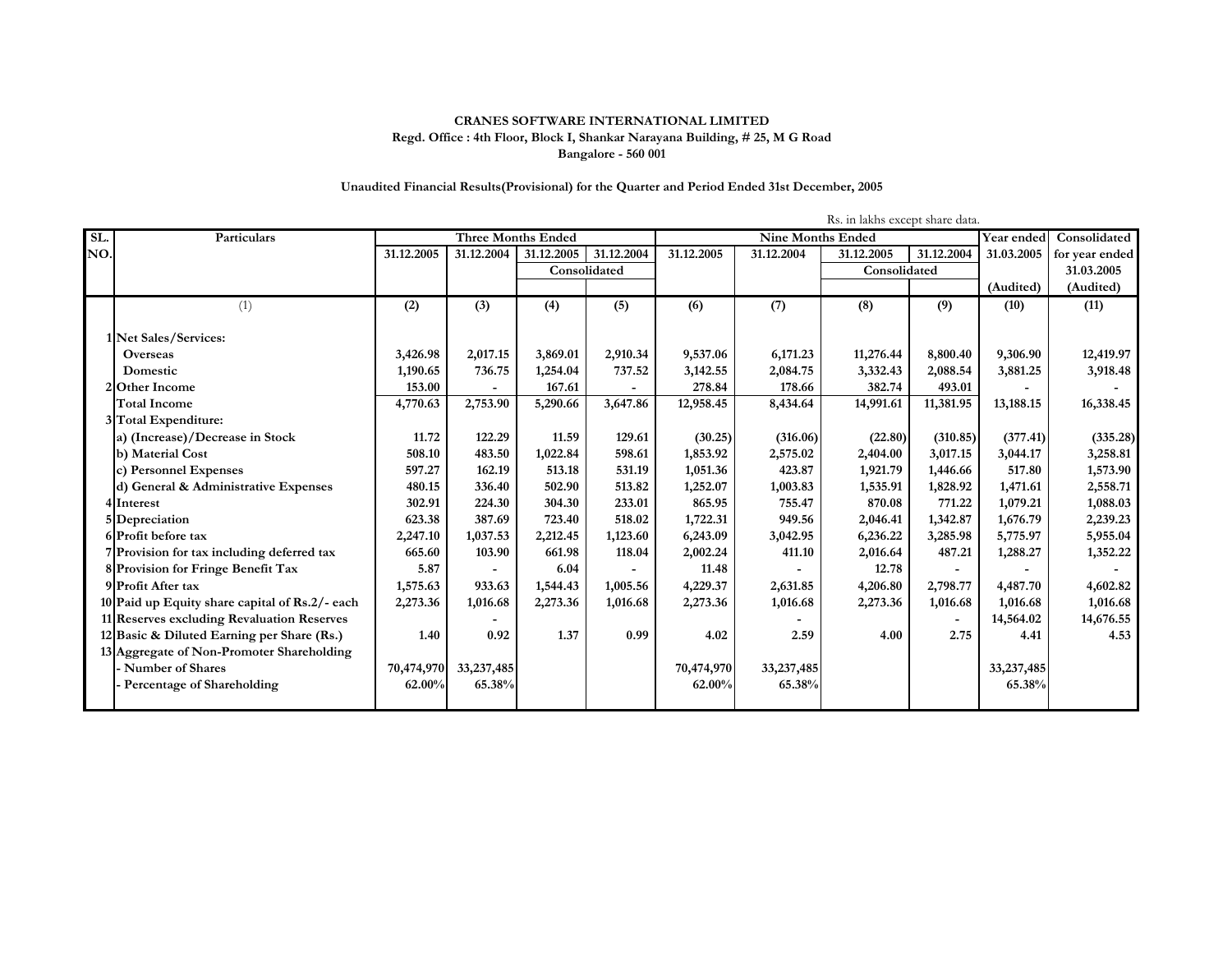**CRANES SOFTWARE INTERNATIONAL LIMITED**

**Regd. Office : 4th Floor, Block I, Shankar Narayana Building, # 25, M G Road**

**Bangalore - 560 001**

**Unaudited Financial Results(Provisional) for the Quarter and Period Ended 31st December, 2005**

Rs. in lakhs except share data.

| SL. NO. | Particulars | Three Months Ended | | | | Nine Months Ended | | | | Year ended | Consolidated |
|---|---|---|---|---|---|---|---|---|---|---|---|
| | | 31.12.2005 | 31.12.2004 | 31.12.2005 | 31.12.2004 | 31.12.2005 | 31.12.2004 | 31.12.2005 | 31.12.2004 | 31.03.2005 | for year ended 31.03.2005 |
| | | | | Consolidated | | | | Consolidated | | (Audited) | (Audited) |
| | (1) | (2) | (3) | (4) | (5) | (6) | (7) | (8) | (9) | (10) | (11) |
| 1 | **Net Sales/Services:** | | | | | | | | | | |
| | **Overseas** | 3,426.98 | 2,017.15 | 3,869.01 | 2,910.34 | 9,537.06 | 6,171.23 | 11,276.44 | 8,800.40 | 9,306.90 | 12,419.97 |
| | **Domestic** | 1,190.65 | 736.75 | 1,254.04 | 737.52 | 3,142.55 | 2,084.75 | 3,332.43 | 2,088.54 | 3,881.25 | 3,918.48 |
| 2 | **Other Income** | 153.00 | - | 167.61 | - | 278.84 | 178.66 | 382.74 | 493.01 | - | - |
| | **Total Income** | 4,770.63 | 2,753.90 | 5,290.66 | 3,647.86 | 12,958.45 | 8,434.64 | 14,991.61 | 11,381.95 | 13,188.15 | 16,338.45 |
| 3 | **Total Expenditure:** | | | | | | | | | | |
| | **a) (Increase)/Decrease in Stock** | 11.72 | 122.29 | 11.59 | 129.61 | (30.25) | (316.06) | (22.80) | (310.85) | (377.41) | (335.28) |
| | **b) Material Cost** | 508.10 | 483.50 | 1,022.84 | 598.61 | 1,853.92 | 2,575.02 | 2,404.00 | 3,017.15 | 3,044.17 | 3,258.81 |
| | **c) Personnel Expenses** | 597.27 | 162.19 | 513.18 | 531.19 | 1,051.36 | 423.87 | 1,921.79 | 1,446.66 | 517.80 | 1,573.90 |
| | **d) General & Administrative Expenses** | 480.15 | 336.40 | 502.90 | 513.82 | 1,252.07 | 1,003.83 | 1,535.91 | 1,828.92 | 1,471.61 | 2,558.71 |
| 4 | **Interest** | 302.91 | 224.30 | 304.30 | 233.01 | 865.95 | 755.47 | 870.08 | 771.22 | 1,079.21 | 1,088.03 |
| 5 | **Depreciation** | 623.38 | 387.69 | 723.40 | 518.02 | 1,722.31 | 949.56 | 2,046.41 | 1,342.87 | 1,676.79 | 2,239.23 |
| 6 | **Profit before tax** | 2,247.10 | 1,037.53 | 2,212.45 | 1,123.60 | 6,243.09 | 3,042.95 | 6,236.22 | 3,285.98 | 5,775.97 | 5,955.04 |
| 7 | **Provision for tax including deferred tax** | 665.60 | 103.90 | 661.98 | 118.04 | 2,002.24 | 411.10 | 2,016.64 | 487.21 | 1,288.27 | 1,352.22 |
| 8 | **Provision for Fringe Benefit Tax** | 5.87 | - | 6.04 | - | 11.48 | - | 12.78 | - | - | - |
| 9 | **Profit After tax** | 1,575.63 | 933.63 | 1,544.43 | 1,005.56 | 4,229.37 | 2,631.85 | 4,206.80 | 2,798.77 | 4,487.70 | 4,602.82 |
| 10 | **Paid up Equity share capital of Rs.2/- each** | 2,273.36 | 1,016.68 | 2,273.36 | 1,016.68 | 2,273.36 | 1,016.68 | 2,273.36 | 1,016.68 | 1,016.68 | 1,016.68 |
| 11 | **Reserves excluding Revaluation Reserves** | | - | | | | - | | - | 14,564.02 | 14,676.55 |
| 12 | **Basic & Diluted Earning per Share (Rs.)** | 1.40 | 0.92 | 1.37 | 0.99 | 4.02 | 2.59 | 4.00 | 2.75 | 4.41 | 4.53 |
| 13 | **Aggregate of Non-Promoter Shareholding** | | | | | | | | | | |
| | **- Number of Shares** | 70,474,970 | 33,237,485 | | | 70,474,970 | 33,237,485 | | | 33,237,485 | |
| | **- Percentage of Shareholding** | 62.00% | 65.38% | | | 62.00% | 65.38% | | | 65.38% | |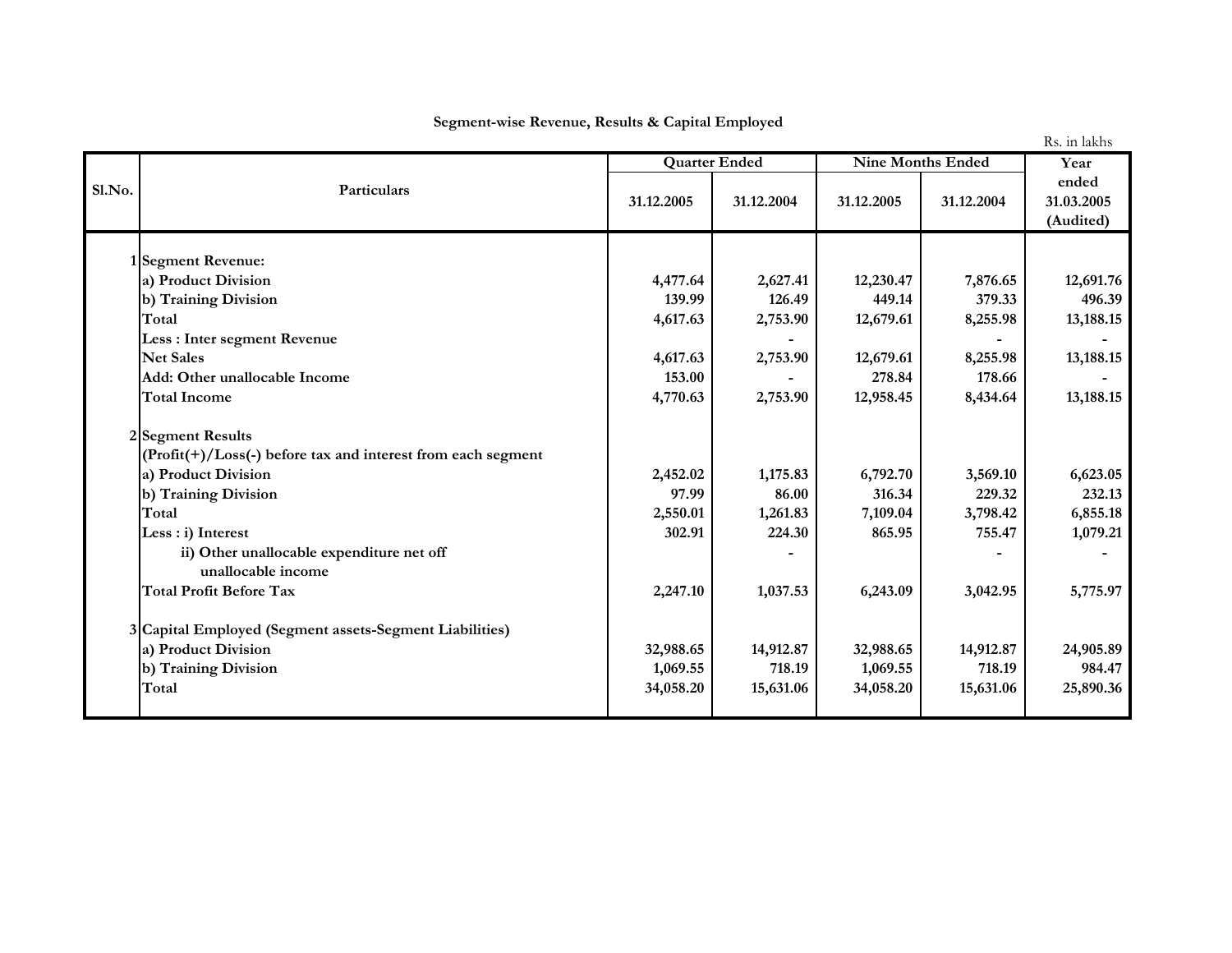## Segment-wise Revenue, Results & Capital Employed

Rs. in lakhs

| Sl.No. | Particulars | Quarter Ended | | Nine Months Ended | | Year ended |
|---|---|---|---|---|---|---|
| | | 31.12.2005 | 31.12.2004 | 31.12.2005 | 31.12.2004 | 31.03.2005 (Audited) |
| 1 | **Segment Revenue:** | | | | | |
| | a) Product Division | 4,477.64 | 2,627.41 | 12,230.47 | 7,876.65 | 12,691.76 |
| | b) Training Division | 139.99 | 126.49 | 449.14 | 379.33 | 496.39 |
| | Total | 4,617.63 | 2,753.90 | 12,679.61 | 8,255.98 | 13,188.15 |
| | Less : Inter segment Revenue | | - | | - | - |
| | Net Sales | 4,617.63 | 2,753.90 | 12,679.61 | 8,255.98 | 13,188.15 |
| | Add: Other unallocable Income | 153.00 | - | 278.84 | 178.66 | - |
| | Total Income | 4,770.63 | 2,753.90 | 12,958.45 | 8,434.64 | 13,188.15 |
| 2 | **Segment Results** | | | | | |
| | (Profit(+)/Loss(-) before tax and interest from each segment | | | | | |
| | a) Product Division | 2,452.02 | 1,175.83 | 6,792.70 | 3,569.10 | 6,623.05 |
| | b) Training Division | 97.99 | 86.00 | 316.34 | 229.32 | 232.13 |
| | Total | 2,550.01 | 1,261.83 | 7,109.04 | 3,798.42 | 6,855.18 |
| | Less : i) Interest | 302.91 | 224.30 | 865.95 | 755.47 | 1,079.21 |
| | ii) Other unallocable expenditure net off unallocable income | | - | | - | - |
| | Total Profit Before Tax | 2,247.10 | 1,037.53 | 6,243.09 | 3,042.95 | 5,775.97 |
| 3 | **Capital Employed (Segment assets-Segment Liabilities)** | | | | | |
| | a) Product Division | 32,988.65 | 14,912.87 | 32,988.65 | 14,912.87 | 24,905.89 |
| | b) Training Division | 1,069.55 | 718.19 | 1,069.55 | 718.19 | 984.47 |
| | Total | 34,058.20 | 15,631.06 | 34,058.20 | 15,631.06 | 25,890.36 |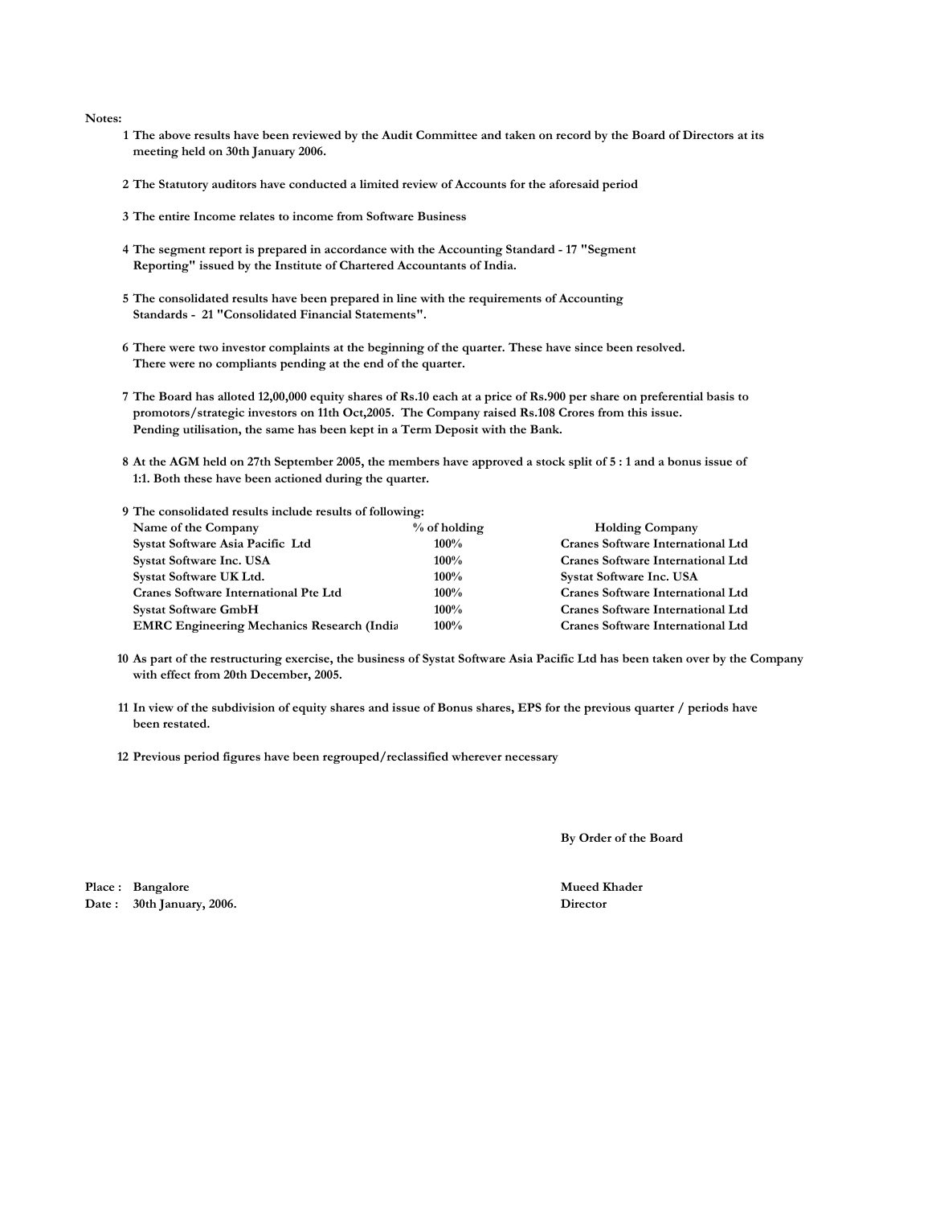**Notes:**

1. The above results have been reviewed by the Audit Committee and taken on record by the Board of Directors at its meeting held on 30th January 2006.

2. The Statutory auditors have conducted a limited review of Accounts for the aforesaid period

3. The entire Income relates to income from Software Business

4. The segment report is prepared in accordance with the Accounting Standard - 17 "Segment Reporting" issued by the Institute of Chartered Accountants of India.

5. The consolidated results have been prepared in line with the requirements of Accounting Standards - 21 "Consolidated Financial Statements".

6. There were two investor complaints at the beginning of the quarter. These have since been resolved. There were no compliants pending at the end of the quarter.

7. The Board has alloted 12,00,000 equity shares of Rs.10 each at a price of Rs.900 per share on preferential basis to promotors/strategic investors on 11th Oct,2005. The Company raised Rs.108 Crores from this issue. Pending utilisation, the same has been kept in a Term Deposit with the Bank.

8. At the AGM held on 27th September 2005, the members have approved a stock split of 5 : 1 and a bonus issue of 1:1. Both these have been actioned during the quarter.

9. The consolidated results include results of following:

| Name of the Company | % of holding | Holding Company |
|---|---|---|
| Systat Software Asia Pacific Ltd | 100% | Cranes Software International Ltd |
| Systat Software Inc. USA | 100% | Cranes Software International Ltd |
| Systat Software UK Ltd. | 100% | Systat Software Inc. USA |
| Cranes Software International Pte Ltd | 100% | Cranes Software International Ltd |
| Systat Software GmbH | 100% | Cranes Software International Ltd |
| EMRC Engineering Mechanics Research (India | 100% | Cranes Software International Ltd |

10. As part of the restructuring exercise, the business of Systat Software Asia Pacific Ltd has been taken over by the Company with effect from 20th December, 2005.

11. In view of the subdivision of equity shares and issue of Bonus shares, EPS for the previous quarter / periods have been restated.

12. Previous period figures have been regrouped/reclassified wherever necessary

By Order of the Board

Place : Bangalore
Date : 30th January, 2006.

Mueed Khader
Director